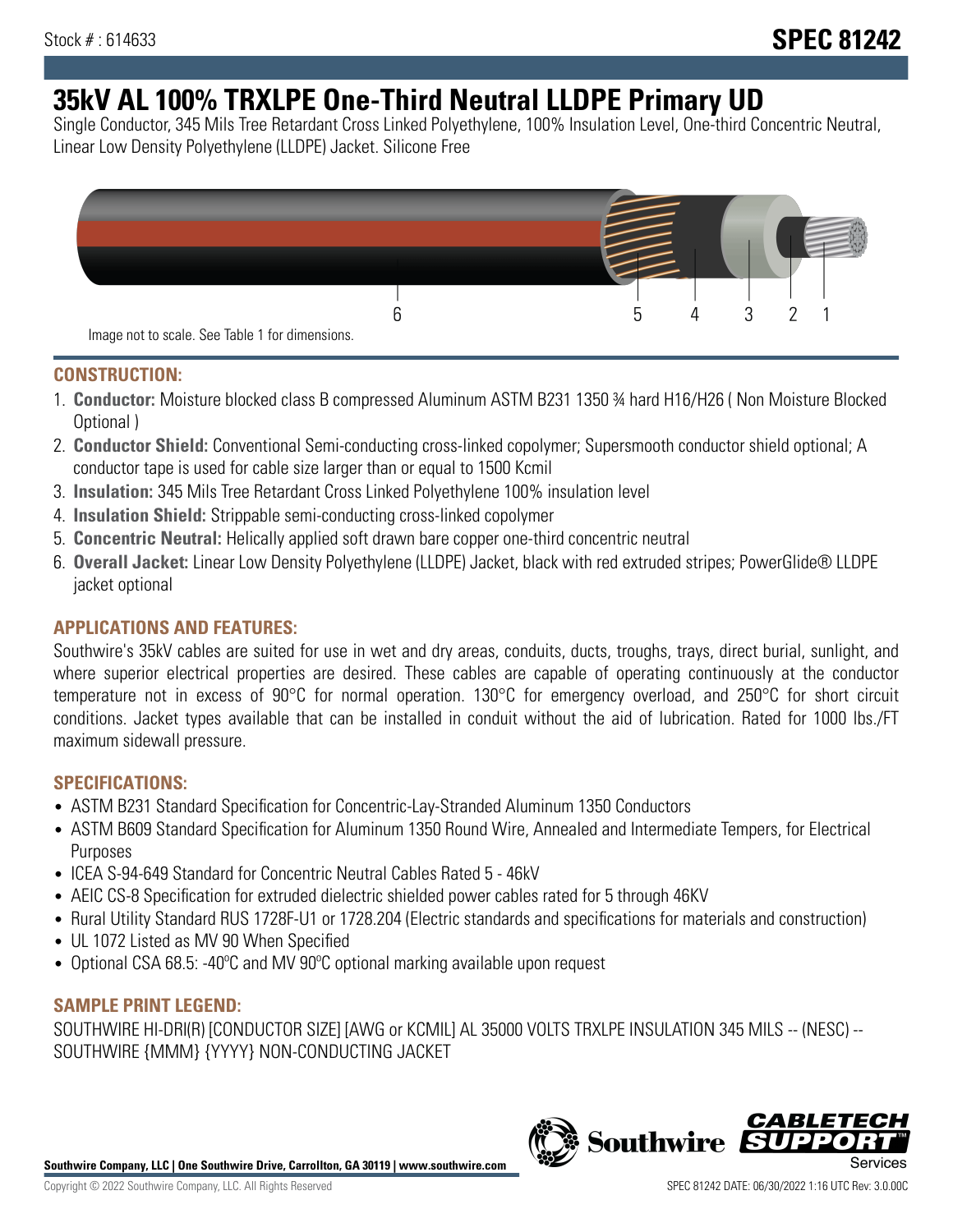Stock # : 614633

**SPEC 81242**

# 35kV AL 100% TRXLPE One-Third Neutral LLDPE Primary UD

Single Conductor, 345 Mils Tree Retardant Cross Linked Polyethylene, 100% Insulation Level, One-third Concentric Neutral, Linear Low Density Polyethylene (LLDPE) Jacket. Silicone Free

6 5 4 3 2 1

Image not to scale. See Table 1 for dimensions.

## CONSTRUCTION:

1. **Conductor:** Moisture blocked class B compressed Aluminum ASTM B231 1350 ¾ hard H16/H26 ( Non Moisture Blocked Optional )
2. **Conductor Shield:** Conventional Semi-conducting cross-linked copolymer; Supersmooth conductor shield optional; A conductor tape is used for cable size larger than or equal to 1500 Kcmil
3. **Insulation:** 345 Mils Tree Retardant Cross Linked Polyethylene 100% insulation level
4. **Insulation Shield:** Strippable semi-conducting cross-linked copolymer
5. **Concentric Neutral:** Helically applied soft drawn bare copper one-third concentric neutral
6. **Overall Jacket:** Linear Low Density Polyethylene (LLDPE) Jacket, black with red extruded stripes; PowerGlide® LLDPE jacket optional

## APPLICATIONS AND FEATURES:

Southwire's 35kV cables are suited for use in wet and dry areas, conduits, ducts, troughs, trays, direct burial, sunlight, and where superior electrical properties are desired. These cables are capable of operating continuously at the conductor temperature not in excess of 90°C for normal operation. 130°C for emergency overload, and 250°C for short circuit conditions. Jacket types available that can be installed in conduit without the aid of lubrication. Rated for 1000 lbs./FT maximum sidewall pressure.

## SPECIFICATIONS:

- ASTM B231 Standard Specification for Concentric-Lay-Stranded Aluminum 1350 Conductors
- ASTM B609 Standard Specification for Aluminum 1350 Round Wire, Annealed and Intermediate Tempers, for Electrical Purposes
- ICEA S-94-649 Standard for Concentric Neutral Cables Rated 5 - 46kV
- AEIC CS-8 Specification for extruded dielectric shielded power cables rated for 5 through 46KV
- Rural Utility Standard RUS 1728F-U1 or 1728.204 (Electric standards and specifications for materials and construction)
- UL 1072 Listed as MV 90 When Specified
- Optional CSA 68.5: -40ºC and MV 90ºC optional marking available upon request

## SAMPLE PRINT LEGEND:

SOUTHWIRE HI-DRI(R) [CONDUCTOR SIZE] [AWG or KCMIL] AL 35000 VOLTS TRXLPE INSULATION 345 MILS -- (NESC) -- SOUTHWIRE {MMM} {YYYY} NON-CONDUCTING JACKET

**Southwire Company, LLC | One Southwire Drive, Carrollton, GA 30119 | www.southwire.com**

Copyright © 2022 Southwire Company, LLC. All Rights Reserved

SPEC 81242 DATE: 06/30/2022 1:16 UTC Rev: 3.0.00C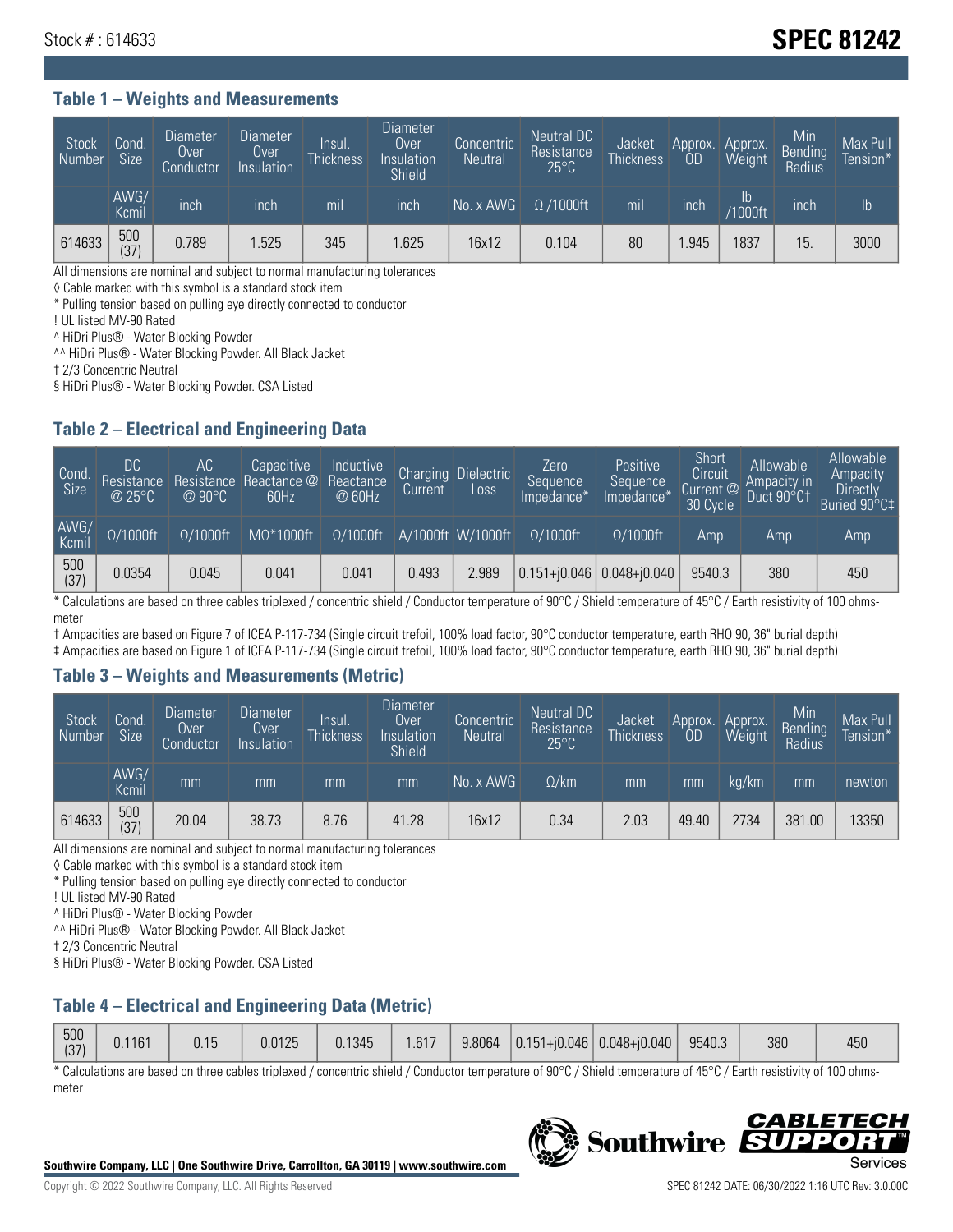Stock # : 614633

# SPEC 81242

## Table 1 – Weights and Measurements

| Stock Number | Cond. Size | Diameter Over Conductor | Diameter Over Insulation | Insul. Thickness | Diameter Over Insulation Shield | Concentric Neutral | Neutral DC Resistance 25°C | Jacket Thickness | Approx. OD | Approx. Weight | Min Bending Radius | Max Pull Tension* |
|---|---|---|---|---|---|---|---|---|---|---|---|---|
| | AWG/ Kcmil | inch | inch | mil | inch | No. x AWG | Ω /1000ft | mil | inch | lb /1000ft | inch | lb |
| 614633 | 500 (37) | 0.789 | 1.525 | 345 | 1.625 | 16x12 | 0.104 | 80 | 1.945 | 1837 | 15. | 3000 |

All dimensions are nominal and subject to normal manufacturing tolerances

◊ Cable marked with this symbol is a standard stock item

* Pulling tension based on pulling eye directly connected to conductor

! UL listed MV-90 Rated

^ HiDri Plus® - Water Blocking Powder

^^ HiDri Plus® - Water Blocking Powder. All Black Jacket

† 2/3 Concentric Neutral

§ HiDri Plus® - Water Blocking Powder. CSA Listed

## Table 2 – Electrical and Engineering Data

| Cond. Size | DC Resistance @ 25°C | AC Resistance @ 90°C | Capacitive Reactance @ 60Hz | Inductive Reactance @ 60Hz | Charging Current | Dielectric Loss | Zero Sequence Impedance* | Positive Sequence Impedance* | Short Circuit Current @ 30 Cycle | Allowable Ampacity in Duct 90°C† | Allowable Ampacity Directly Buried 90°C‡ |
|---|---|---|---|---|---|---|---|---|---|---|---|
| AWG/ Kcmil | Ω/1000ft | Ω/1000ft | MΩ*1000ft | Ω/1000ft | A/1000ft | W/1000ft | Ω/1000ft | Ω/1000ft | Amp | Amp | Amp |
| 500 (37) | 0.0354 | 0.045 | 0.041 | 0.041 | 0.493 | 2.989 | 0.151+j0.046 | 0.048+j0.040 | 9540.3 | 380 | 450 |

* Calculations are based on three cables triplexed / concentric shield / Conductor temperature of 90°C / Shield temperature of 45°C / Earth resistivity of 100 ohms-meter

† Ampacities are based on Figure 7 of ICEA P-117-734 (Single circuit trefoil, 100% load factor, 90°C conductor temperature, earth RHO 90, 36" burial depth)

‡ Ampacities are based on Figure 1 of ICEA P-117-734 (Single circuit trefoil, 100% load factor, 90°C conductor temperature, earth RHO 90, 36" burial depth)

## Table 3 – Weights and Measurements (Metric)

| Stock Number | Cond. Size | Diameter Over Conductor | Diameter Over Insulation | Insul. Thickness | Diameter Over Insulation Shield | Concentric Neutral | Neutral DC Resistance 25°C | Jacket Thickness | Approx. OD | Approx. Weight | Min Bending Radius | Max Pull Tension* |
|---|---|---|---|---|---|---|---|---|---|---|---|---|
| | AWG/ Kcmil | mm | mm | mm | mm | No. x AWG | Ω/km | mm | mm | kg/km | mm | newton |
| 614633 | 500 (37) | 20.04 | 38.73 | 8.76 | 41.28 | 16x12 | 0.34 | 2.03 | 49.40 | 2734 | 381.00 | 13350 |

All dimensions are nominal and subject to normal manufacturing tolerances

◊ Cable marked with this symbol is a standard stock item

* Pulling tension based on pulling eye directly connected to conductor

! UL listed MV-90 Rated

^ HiDri Plus® - Water Blocking Powder

^^ HiDri Plus® - Water Blocking Powder. All Black Jacket

† 2/3 Concentric Neutral

§ HiDri Plus® - Water Blocking Powder. CSA Listed

## Table 4 – Electrical and Engineering Data (Metric)

| Cond. Size | DC Resistance @ 25°C | AC Resistance @ 90°C | Capacitive Reactance @ 60Hz | Inductive Reactance @ 60Hz | Charging Current | Dielectric Loss | Zero Sequence Impedance* | Positive Sequence Impedance* | Short Circuit Current @ 30 Cycle | Allowable Ampacity in Duct 90°C† | Allowable Ampacity Directly Buried 90°C‡ |
|---|---|---|---|---|---|---|---|---|---|---|---|
| 500 (37) | 0.1161 | 0.15 | 0.0125 | 0.1345 | 1.617 | 9.8064 | 0.151+j0.046 | 0.048+j0.040 | 9540.3 | 380 | 450 |

* Calculations are based on three cables triplexed / concentric shield / Conductor temperature of 90°C / Shield temperature of 45°C / Earth resistivity of 100 ohms-meter

**Southwire Company, LLC | One Southwire Drive, Carrollton, GA 30119 | www.southwire.com**

Copyright © 2022 Southwire Company, LLC. All Rights Reserved

SPEC 81242 DATE: 06/30/2022 1:16 UTC Rev: 3.0.00C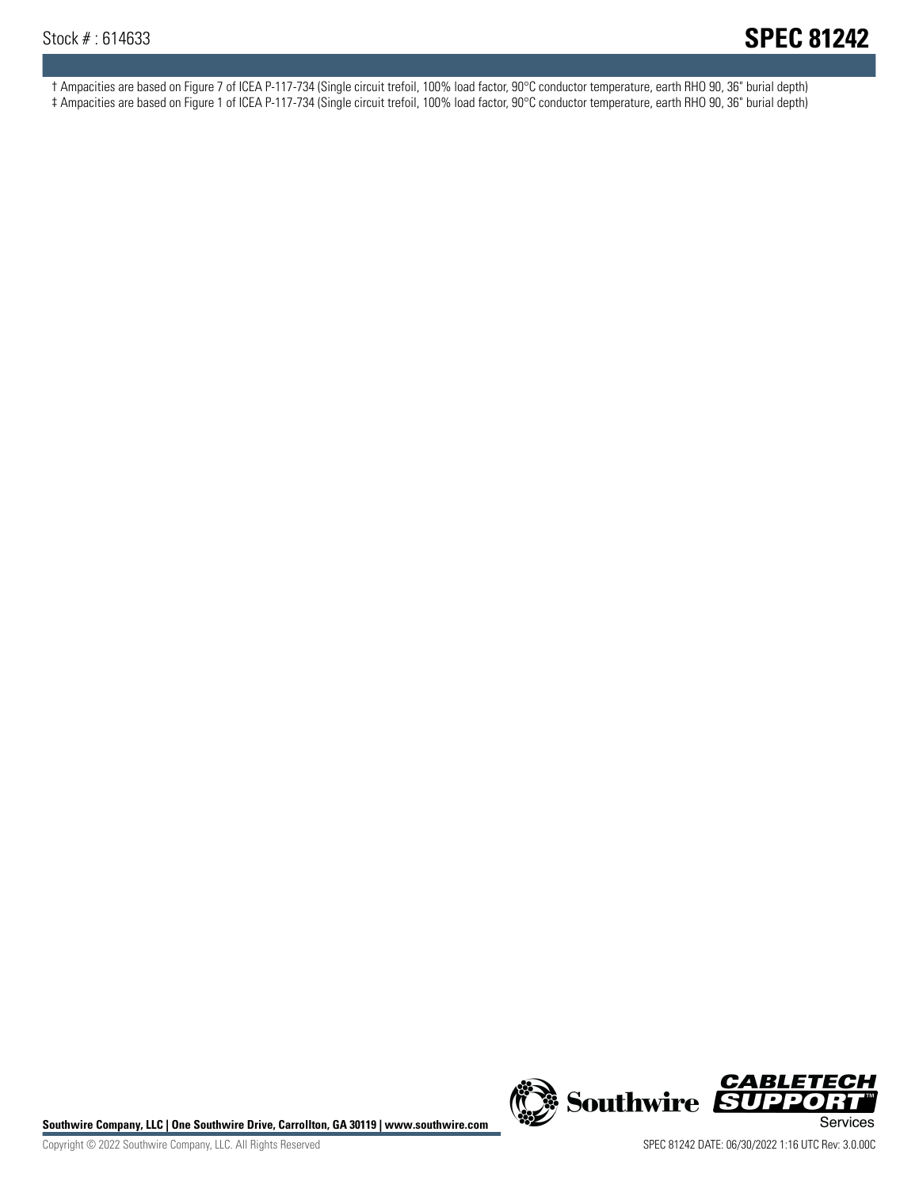† Ampacities are based on Figure 7 of ICEA P-117-734 (Single circuit trefoil, 100% load factor, 90°C conductor temperature, earth RHO 90, 36" burial depth)

‡ Ampacities are based on Figure 1 of ICEA P-117-734 (Single circuit trefoil, 100% load factor, 90°C conductor temperature, earth RHO 90, 36" burial depth)